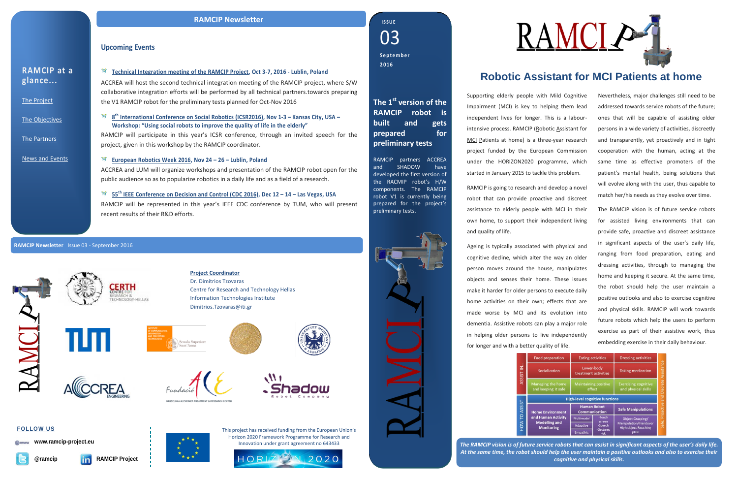# RAMCIP Newsletter

## RAMCIP at a glance...

- The Project
- The Objectives
- The Partners
- News and Events

## Upcoming Events

**Technical Integration meeting of the RAMCIP Project, Oct 3-7, 2016 - Lublin, Poland**

ACCREA will host the second technical integration meeting of the RAMCIP project, where S/W collaborative integration efforts will be performed by all technical partners.towards preparing the V1 RAMCIP robot for the preliminary tests planned for Oct-Nov 2016

**8th International Conference on Social Robotics (ICSR2016), Nov 1-3 – Kansas City, USA – Workshop: "Using social robots to improve the quality of life in the elderly"**

RAMCIP will participate in this year's ICSR conference, through an invited speech for the project, given in this workshop by the RAMCIP coordinator.

**European Robotics Week 2016, Nov 24 – 26 – Lublin, Poland**

ACCREA and LUM will organize workshops and presentation of the RAMCIP robot open for the public audience so as to popularize robotics in a daily life and as a field of a research.

**55th IEEE Conference on Decision and Control (CDC 2016), Dec 12 – 14 – Las Vegas, USA**

RAMCIP will be represented in this year's IEEE CDC conference by TUM, who will present recent results of their R&D efforts.

**RAMCIP Newsletter** Issue 03 - September 2016

**Project Coordinator**
Dr. Dimitrios Tzovaras
Centre for Research and Technology Hellas
Information Technologies Institute
Dimitrios.Tzovaras@iti.gr

**FOLLOW US**

www.ramcip-project.eu

@ramcip

RAMCIP Project

This project has received funding from the European Union's Horizon 2020 Framework Programme for Research and Innovation under grant agreement no 643433

ISSUE 03
September 2016

## The 1st version of the RAMCIP robot is built and gets prepared for preliminary tests

RAMCIP partners ACCREA and SHADOW have developed the first version of the RACMIP robot's H/W components. The RAMCIP robot V1 is currently being prepared for the project's preliminary tests.

# RAMCIP

## Robotic Assistant for MCI Patients at home

Supporting elderly people with Mild Cognitive Impairment (MCI) is key to helping them lead independent lives for longer. This is a labour-intensive process. RAMCIP (Robotic Assistant for MCI Patients at home) is a three-year research project funded by the European Commission under the HORIZON2020 programme, which started in January 2015 to tackle this problem.

RAMCIP is going to research and develop a novel robot that can provide proactive and discreet assistance to elderly people with MCI in their own home, to support their independent living and quality of life.

Ageing is typically associated with physical and cognitive decline, which alter the way an older person moves around the house, manipulates objects and senses their home. These issues make it harder for older persons to execute daily home activities on their own; effects that are made worse by MCI and its evolution into dementia. Assistive robots can play a major role in helping older persons to live independently for longer and with a better quality of life.

Nevertheless, major challenges still need to be addressed towards service robots of the future; ones that will be capable of assisting older persons in a wide variety of activities, discreetly and transparently, yet proactively and in tight cooperation with the human, acting at the same time as effective promoters of the patient's mental health, being solutions that will evolve along with the user, thus capable to match her/his needs as they evolve over time.

The RAMCIP vision is of future service robots for assisted living environments that can provide safe, proactive and discreet assistance in significant aspects of the user's daily life, ranging from food preparation, eating and dressing activities, through to managing the home and keeping it secure. At the same time, the robot should help the user maintain a positive outlooks and also to exercise cognitive and physical skills. RAMCIP will work towards future robots which help the users to perform exercise as part of their assistive work, thus embedding exercise in their daily behaviour.

| | | | | |
|---|---|---|---|---|
| ASSIST IN... | Food preparation | Eating activities | Dressing activities | Safe, Proactive and Discreet Assistance |
| | Socialization | Lower-body treatment activities | Taking medication | |
| | Managing the home and keeping it safe | Maintaining positive affect | Exercising cognitive and physical skills | |
| | High-level cognitive functions | | | |
| HOW TO ASSIST | Home Environment and Human Activity Modelling and Monitoring | Human Robot Communication: Multimodal (-Touch screen -Speech -Gestures -AR), Adaptive, Empathic | Safe Manipulations: Object Grasping/ Manipulation/Handover, High object Reaching pHRI | |

*The RAMCIP vision is of future service robots that can assist in significant aspects of the user's daily life. At the same time, the robot should help the user maintain a positive outlooks and also to exercise their cognitive and physical skills.*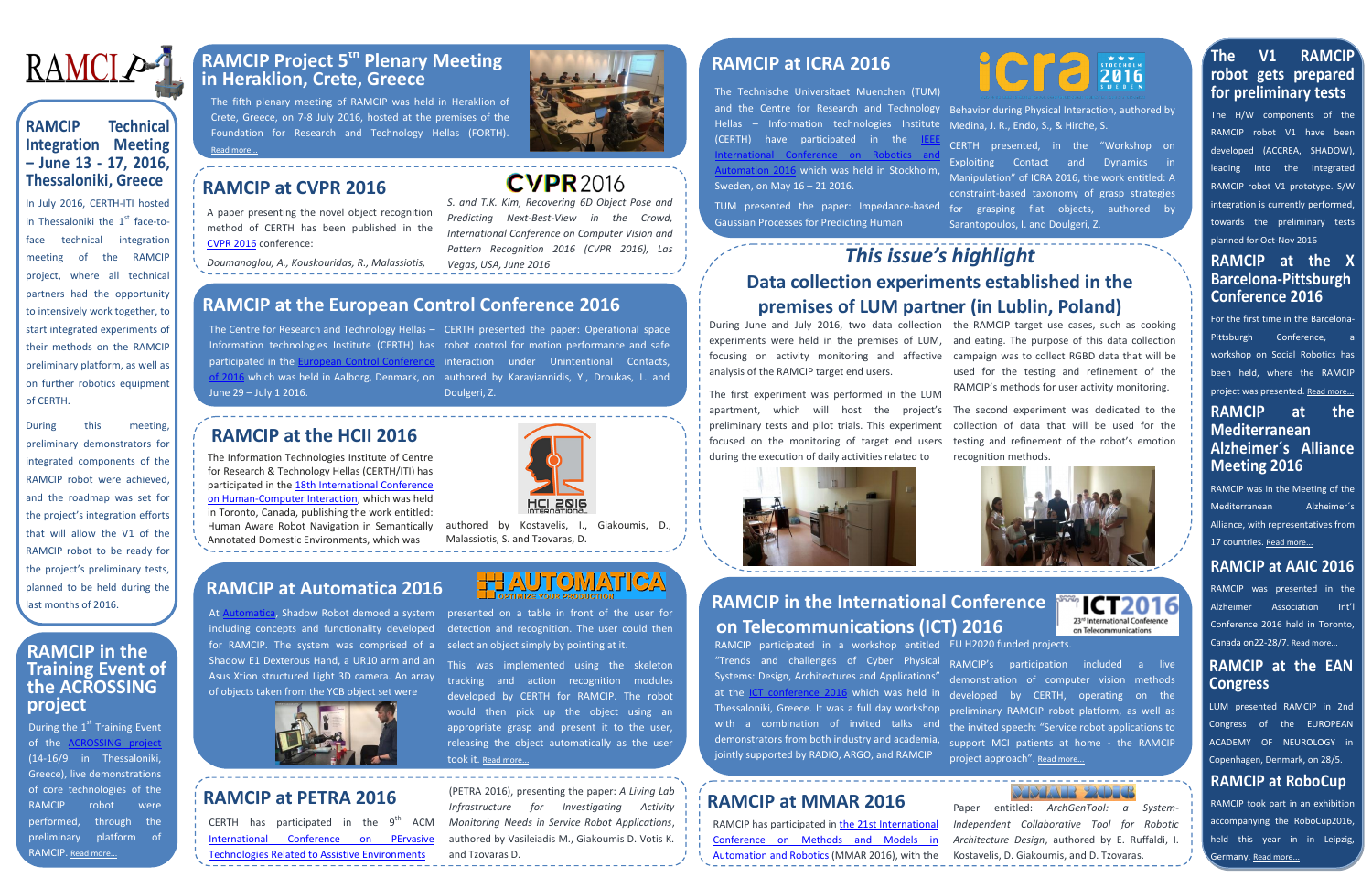# RAMCIP Technical Integration Meeting – June 13 - 17, 2016, Thessaloniki, Greece

In July 2016, CERTH-ITI hosted in Thessaloniki the 1st face-to-face technical integration meeting of the RAMCIP project, where all technical partners had the opportunity to intensively work together, to start integrated experiments of their methods on the RAMCIP preliminary platform, as well as on further robotics equipment of CERTH.

During this meeting, preliminary demonstrators for integrated components of the RAMCIP robot were achieved, and the roadmap was set for the project's integration efforts that will allow the V1 of the RAMCIP robot to be ready for the project's preliminary tests, planned to be held during the last months of 2016.

# RAMCIP in the Training Event of the ACROSSING project

During the 1st Training Event of the ACROSSING project (14-16/9 in Thessaloniki, Greece), live demonstrations of core technologies of the RAMCIP robot were performed, through the preliminary platform of RAMCIP. Read more...

# RAMCIP Project 5th Plenary Meeting in Heraklion, Crete, Greece

The fifth plenary meeting of RAMCIP was held in Heraklion of Crete, Greece, on 7-8 July 2016, hosted at the premises of the Foundation for Research and Technology Hellas (FORTH).

Read more...

## RAMCIP at CVPR 2016

A paper presenting the novel object recognition method of CERTH has been published in the CVPR 2016 conference:

Doumanoglou, A., Kouskouridas, R., Malassiotis, S. and T.K. Kim, *Recovering 6D Object Pose and Predicting Next-Best-View in the Crowd, International Conference on Computer Vision and Pattern Recognition 2016 (CVPR 2016), Las Vegas, USA, June 2016*

## RAMCIP at the European Control Conference 2016

The Centre for Research and Technology Hellas – Information technologies Institute (CERTH) has participated in the European Control Conference of 2016 which was held in Aalborg, Denmark, on June 29 – July 1 2016. CERTH presented the paper: Operational space robot control for motion performance and safe interaction under Unintentional Contacts, authored by Karayiannidis, Y., Droukas, L. and Doulgeri, Z.

## RAMCIP at the HCII 2016

The Information Technologies Institute of Centre for Research & Technology Hellas (CERTH/ITI) has participated in the 18th International Conference on Human-Computer Interaction, which was held in Toronto, Canada, publishing the work entitled: Human Aware Robot Navigation in Semantically Annotated Domestic Environments, which was authored by Kostavelis, I., Giakoumis, D., Malassiotis, S. and Tzovaras, D.

## RAMCIP at Automatica 2016

At Automatica, Shadow Robot demoed a system including concepts and functionality developed for RAMCIP. The system was comprised of a Shadow E1 Dexterous Hand, a UR10 arm and an Asus Xtion structured Light 3D camera. An array of objects taken from the YCB object set were presented on a table in front of the user for detection and recognition. The user could then select an object simply by pointing at it.

This was implemented using the skeleton tracking and action recognition modules developed by CERTH for RAMCIP. The robot would then pick up the object using an appropriate grasp and present it to the user, releasing the object automatically as the user took it. Read more...

## RAMCIP at PETRA 2016

CERTH has participated in the 9th ACM International Conference on PErvasive Technologies Related to Assistive Environments (PETRA 2016), presenting the paper: *A Living Lab Infrastructure for Investigating Activity Monitoring Needs in Service Robot Applications*, authored by Vasileiadis M., Giakoumis D., Votis K. and Tzovaras D.

# RAMCIP at ICRA 2016

The Technische Universitaet Muenchen (TUM) and the Centre for Research and Technology Hellas – Information technologies Institute (CERTH) have participated in the IEEE International Conference on Robotics and Automation 2016 which was held in Stockholm, Sweden, on May 16 – 21 2016.

TUM presented the paper: Impedance-based Gaussian Processes for Predicting Human Behavior during Physical Interaction, authored by Medina, J. R., Endo, S., & Hirche, S.

CERTH presented, in the "Workshop on Exploiting Contact and Dynamics in Manipulation" of ICRA 2016, the work entitled: A constraint-based taxonomy of grasp strategies for grasping flat objects, authored by Sarantopoulos, I. and Doulgeri, Z.

## *This issue's highlight*

## Data collection experiments established in the premises of LUM partner (in Lublin, Poland)

During June and July 2016, two data collection experiments were held in the premises of LUM, focusing on activity monitoring and affective analysis of the RAMCIP target end users.

The first experiment was performed in the LUM apartment, which will host the project's preliminary tests and pilot trials. This experiment focused on the monitoring of target end users during the execution of daily activities related to the RAMCIP target use cases, such as cooking and eating. The purpose of this data collection campaign was to collect RGBD data that will be used for the testing and refinement of the RAMCIP's methods for user activity monitoring.

The second experiment was dedicated to the collection of data that will be used for the testing and refinement of the robot's emotion recognition methods.

## RAMCIP in the International Conference on Telecommunications (ICT) 2016

RAMCIP participated in a workshop entitled "Trends and challenges of Cyber Physical Systems: Design, Architectures and Applications" at the ICT conference 2016 which was held in Thessaloniki, Greece. It was a full day workshop with a combination of invited talks and demonstrators from both industry and academia, jointly supported by RADIO, ARGO, and RAMCIP EU H2020 funded projects.

RAMCIP's participation included a live demonstration of computer vision methods developed by CERTH, operating on the preliminary RAMCIP robot platform, as well as the invited speech: "Service robot applications to support MCI patients at home - the RAMCIP project approach". Read more...

## RAMCIP at MMAR 2016

RAMCIP has participated in the 21st International Conference on Methods and Models in Automation and Robotics (MMAR 2016), with the Paper entitled: *ArchGenTool: a System-Independent Collaborative Tool for Robotic Architecture Design*, authored by E. Ruffaldi, I. Kostavelis, D. Giakoumis, and D. Tzovaras.

# The V1 RAMCIP robot gets prepared for preliminary tests

The H/W components of the RAMCIP robot V1 have been developed (ACCREA, SHADOW), leading into the integrated RAMCIP robot V1 prototype. S/W integration is currently performed, towards the preliminary tests planned for Oct-Nov 2016

# RAMCIP at the X Barcelona-Pittsburgh Conference 2016

For the first time in the Barcelona-Pittsburgh Conference, a workshop on Social Robotics has been held, where the RAMCIP project was presented. Read more...

# RAMCIP at the Mediterranean Alzheimer´s Alliance Meeting 2016

RAMCIP was in the Meeting of the Mediterranean Alzheimer´s Alliance, with representatives from 17 countries. Read more...

# RAMCIP at AAIC 2016

RAMCIP was presented in the Alzheimer Association Int'l Conference 2016 held in Toronto, Canada on22-28/7. Read more...

# RAMCIP at the EAN Congress

LUM presented RAMCIP in 2nd Congress of the EUROPEAN ACADEMY OF NEUROLOGY in Copenhagen, Denmark, on 28/5.

# RAMCIP at RoboCup

RAMCIP took part in an exhibition accompanying the RoboCup2016, held this year in in Leipzig, Germany. Read more...